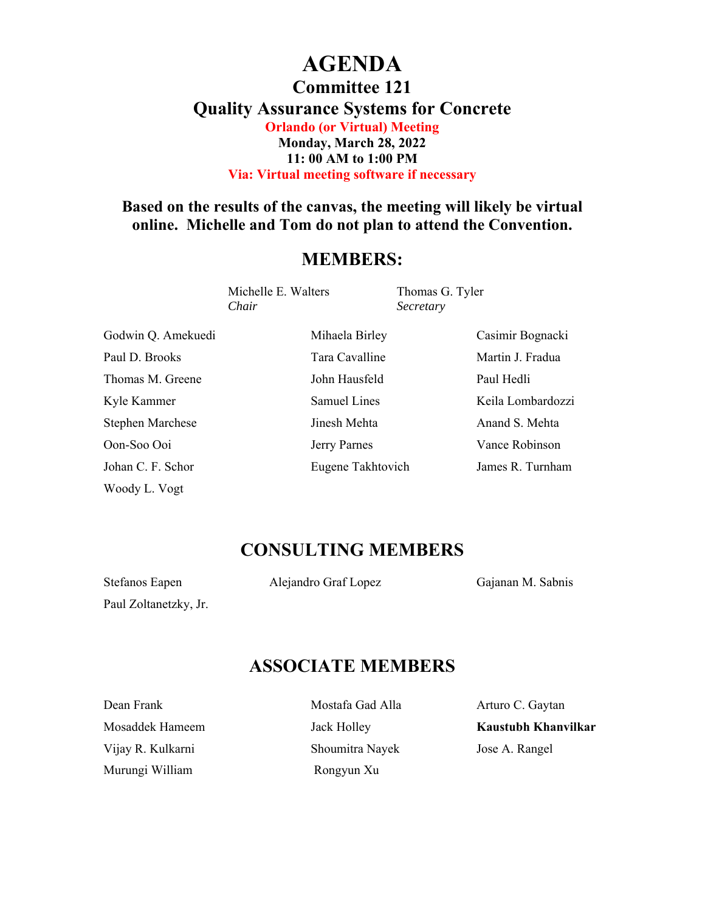# AGENDA

## Committee 121

## Quality Assurance Systems for Concrete

**Orlando (or Virtual) Meeting**

**Monday, March 28, 2022**

**11: 00 AM to 1:00 PM**

**Via: Virtual meeting software if necessary**

**Based on the results of the canvas, the meeting will likely be virtual online. Michelle and Tom do not plan to attend the Convention.**

## MEMBERS:

| Michelle E. Walters | Thomas G. Tyler |
| --- | --- |
| *Chair* | *Secretary* |

| | | |
| --- | --- | --- |
| Godwin Q. Amekuedi | Mihaela Birley | Casimir Bognacki |
| Paul D. Brooks | Tara Cavalline | Martin J. Fradua |
| Thomas M. Greene | John Hausfeld | Paul Hedli |
| Kyle Kammer | Samuel Lines | Keila Lombardozzi |
| Stephen Marchese | Jinesh Mehta | Anand S. Mehta |
| Oon-Soo Ooi | Jerry Parnes | Vance Robinson |
| Johan C. F. Schor | Eugene Takhtovich | James R. Turnham |
| Woody L. Vogt | | |

## CONSULTING MEMBERS

| | | |
| --- | --- | --- |
| Stefanos Eapen | Alejandro Graf Lopez | Gajanan M. Sabnis |
| Paul Zoltanetzky, Jr. | | |

## ASSOCIATE MEMBERS

| | | |
| --- | --- | --- |
| Dean Frank | Mostafa Gad Alla | Arturo C. Gaytan |
| Mosaddek Hameem | Jack Holley | **Kaustubh Khanvilkar** |
| Vijay R. Kulkarni | Shoumitra Nayek | Jose A. Rangel |
| Murungi William | Rongyun Xu | |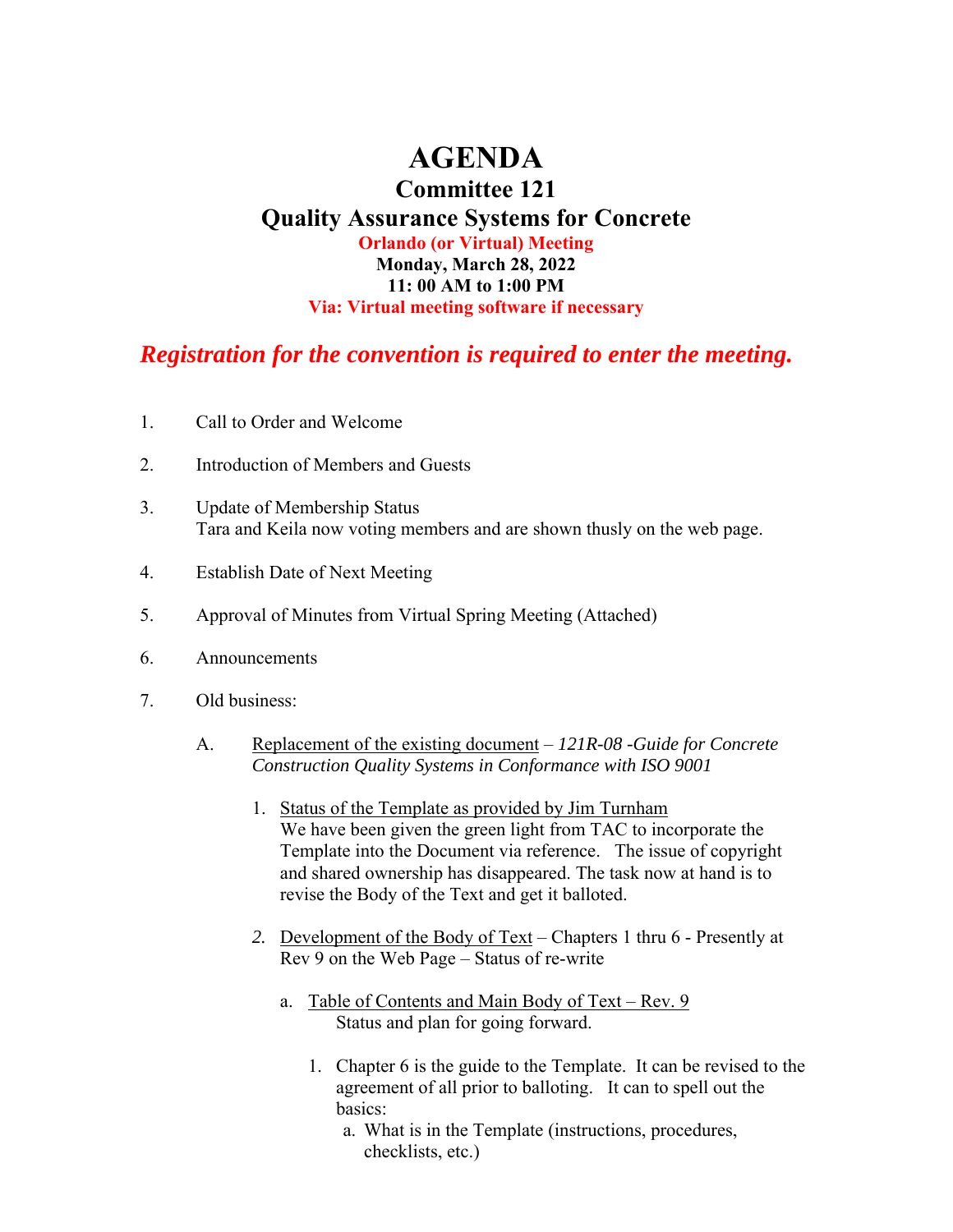# AGENDA

## Committee 121

## Quality Assurance Systems for Concrete

**Orlando (or Virtual) Meeting**

**Monday, March 28, 2022**

**11: 00 AM to 1:00 PM**

**Via: Virtual meeting software if necessary**

***Registration for the convention is required to enter the meeting.***

1. Call to Order and Welcome

2. Introduction of Members and Guests

3. Update of Membership Status
   Tara and Keila now voting members and are shown thusly on the web page.

4. Establish Date of Next Meeting

5. Approval of Minutes from Virtual Spring Meeting (Attached)

6. Announcements

7. Old business:

   A. <u>Replacement of the existing document</u> – *121R-08 -Guide for Concrete Construction Quality Systems in Conformance with ISO 9001*

      1. <u>Status of the Template as provided by Jim Turnham</u>
         We have been given the green light from TAC to incorporate the Template into the Document via reference. The issue of copyright and shared ownership has disappeared. The task now at hand is to revise the Body of the Text and get it balloted.

      2. <u>Development of the Body of Text</u> – Chapters 1 thru 6 - Presently at Rev 9 on the Web Page – Status of re-write

         a. <u>Table of Contents and Main Body of Text – Rev. 9</u>
            Status and plan for going forward.

            1. Chapter 6 is the guide to the Template. It can be revised to the agreement of all prior to balloting. It can to spell out the basics:
               a. What is in the Template (instructions, procedures, checklists, etc.)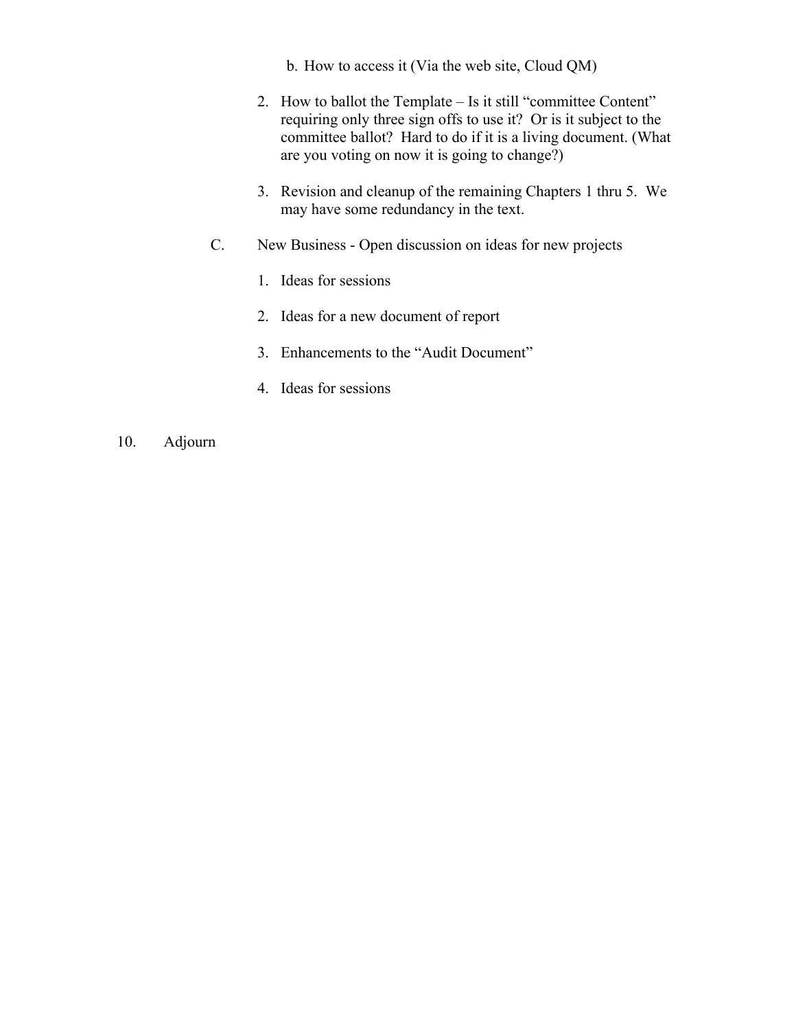b. How to access it (Via the web site, Cloud QM)

2. How to ballot the Template – Is it still "committee Content" requiring only three sign offs to use it? Or is it subject to the committee ballot? Hard to do if it is a living document. (What are you voting on now it is going to change?)

3. Revision and cleanup of the remaining Chapters 1 thru 5. We may have some redundancy in the text.

C. New Business - Open discussion on ideas for new projects

1. Ideas for sessions

2. Ideas for a new document of report

3. Enhancements to the "Audit Document"

4. Ideas for sessions

10. Adjourn